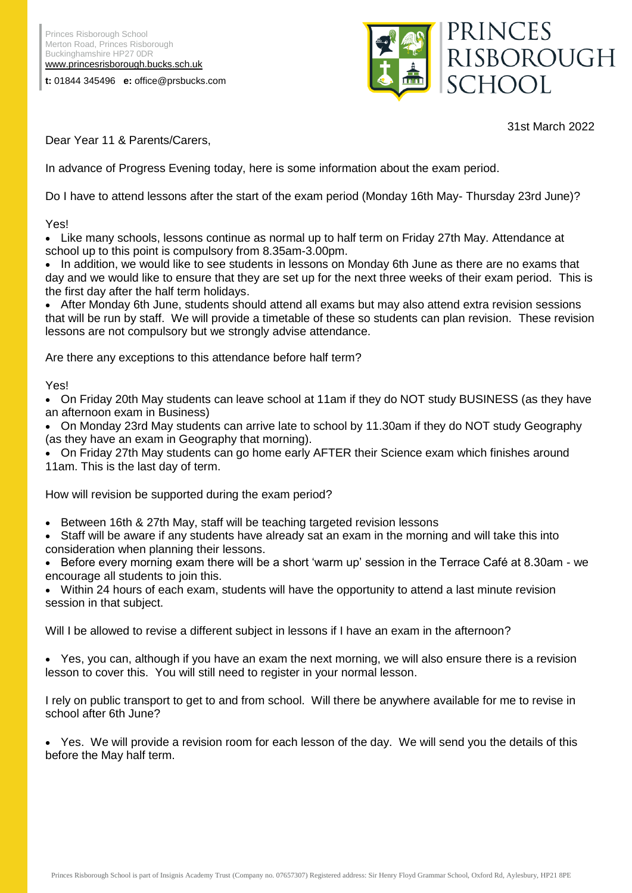Princes Risborough School
Merton Road, Princes Risborough
Buckinghamshire HP27 0DR
www.princesrisborough.bucks.sch.uk

**t:** 01844 345496 **e:** office@prsbucks.com

PRINCES RISBOROUGH SCHOOL

31st March 2022

Dear Year 11 & Parents/Carers,

In advance of Progress Evening today, here is some information about the exam period.

Do I have to attend lessons after the start of the exam period (Monday 16th May- Thursday 23rd June)?

Yes!

- Like many schools, lessons continue as normal up to half term on Friday 27th May. Attendance at school up to this point is compulsory from 8.35am-3.00pm.
- In addition, we would like to see students in lessons on Monday 6th June as there are no exams that day and we would like to ensure that they are set up for the next three weeks of their exam period. This is the first day after the half term holidays.
- After Monday 6th June, students should attend all exams but may also attend extra revision sessions that will be run by staff. We will provide a timetable of these so students can plan revision. These revision lessons are not compulsory but we strongly advise attendance.

Are there any exceptions to this attendance before half term?

Yes!

- On Friday 20th May students can leave school at 11am if they do NOT study BUSINESS (as they have an afternoon exam in Business)
- On Monday 23rd May students can arrive late to school by 11.30am if they do NOT study Geography (as they have an exam in Geography that morning).
- On Friday 27th May students can go home early AFTER their Science exam which finishes around 11am. This is the last day of term.

How will revision be supported during the exam period?

- Between 16th & 27th May, staff will be teaching targeted revision lessons
- Staff will be aware if any students have already sat an exam in the morning and will take this into consideration when planning their lessons.
- Before every morning exam there will be a short 'warm up' session in the Terrace Café at 8.30am - we encourage all students to join this.
- Within 24 hours of each exam, students will have the opportunity to attend a last minute revision session in that subject.

Will I be allowed to revise a different subject in lessons if I have an exam in the afternoon?

- Yes, you can, although if you have an exam the next morning, we will also ensure there is a revision lesson to cover this. You will still need to register in your normal lesson.

I rely on public transport to get to and from school. Will there be anywhere available for me to revise in school after 6th June?

- Yes. We will provide a revision room for each lesson of the day. We will send you the details of this before the May half term.

Princes Risborough School is part of Insignis Academy Trust (Company no. 07657307) Registered address: Sir Henry Floyd Grammar School, Oxford Rd, Aylesbury, HP21 8PE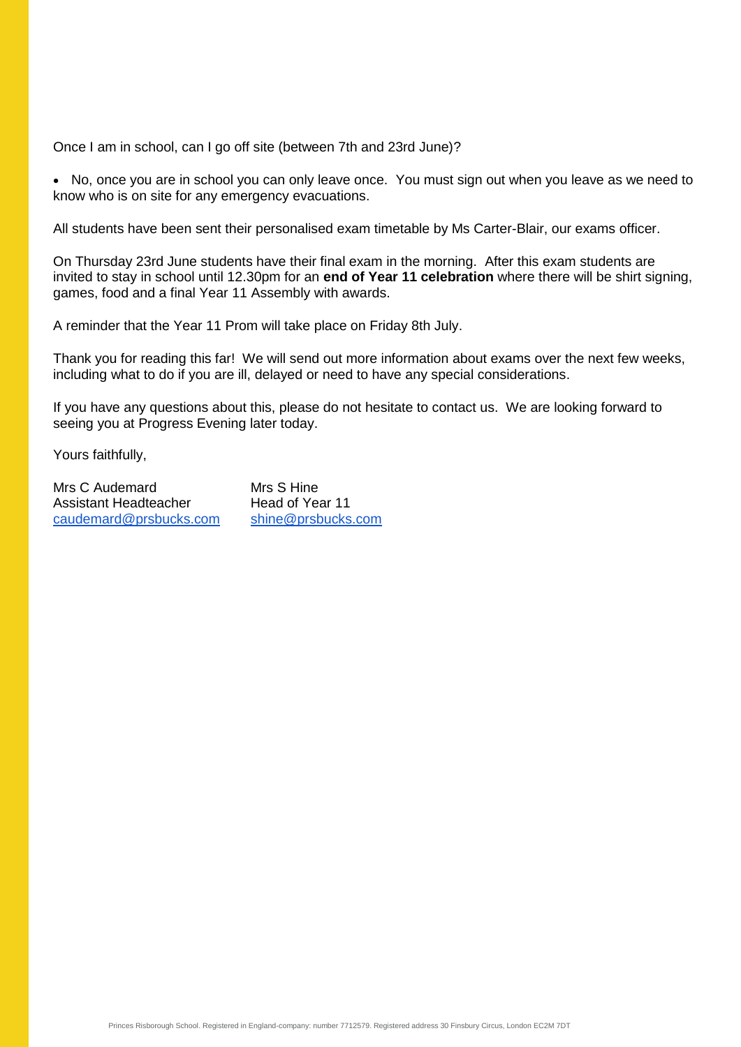Once I am in school, can I go off site (between 7th and 23rd June)?

- No, once you are in school you can only leave once. You must sign out when you leave as we need to know who is on site for any emergency evacuations.

All students have been sent their personalised exam timetable by Ms Carter-Blair, our exams officer.

On Thursday 23rd June students have their final exam in the morning. After this exam students are invited to stay in school until 12.30pm for an **end of Year 11 celebration** where there will be shirt signing, games, food and a final Year 11 Assembly with awards.

A reminder that the Year 11 Prom will take place on Friday 8th July.

Thank you for reading this far! We will send out more information about exams over the next few weeks, including what to do if you are ill, delayed or need to have any special considerations.

If you have any questions about this, please do not hesitate to contact us. We are looking forward to seeing you at Progress Evening later today.

Yours faithfully,

Mrs C Audemard
Assistant Headteacher
caudemard@prsbucks.com

Mrs S Hine
Head of Year 11
shine@prsbucks.com